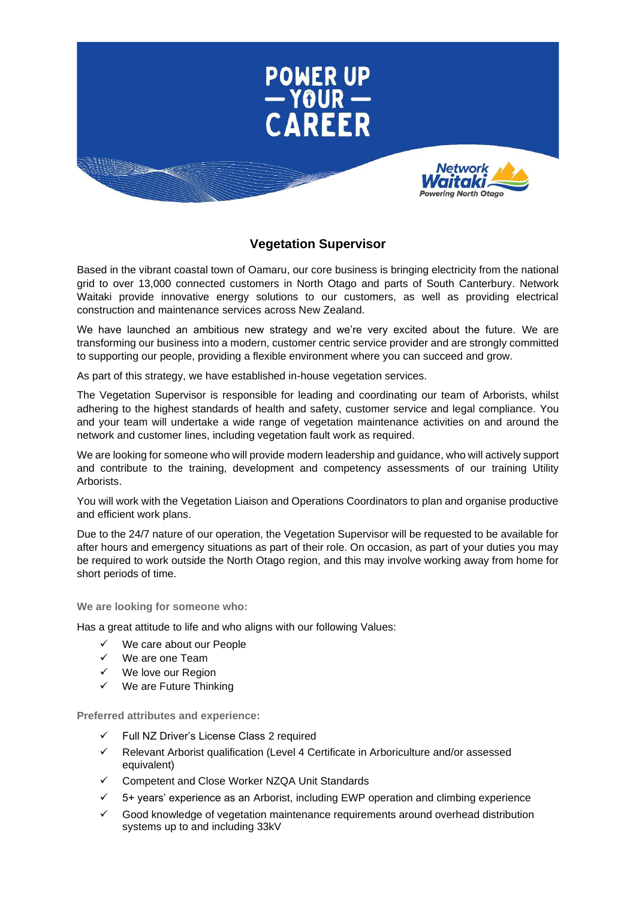# POWER UP — YOUR — CAREER

Network Waitaki
Powering North Otago

## Vegetation Supervisor

Based in the vibrant coastal town of Oamaru, our core business is bringing electricity from the national grid to over 13,000 connected customers in North Otago and parts of South Canterbury. Network Waitaki provide innovative energy solutions to our customers, as well as providing electrical construction and maintenance services across New Zealand.

We have launched an ambitious new strategy and we're very excited about the future. We are transforming our business into a modern, customer centric service provider and are strongly committed to supporting our people, providing a flexible environment where you can succeed and grow.

As part of this strategy, we have established in-house vegetation services.

The Vegetation Supervisor is responsible for leading and coordinating our team of Arborists, whilst adhering to the highest standards of health and safety, customer service and legal compliance. You and your team will undertake a wide range of vegetation maintenance activities on and around the network and customer lines, including vegetation fault work as required.

We are looking for someone who will provide modern leadership and guidance, who will actively support and contribute to the training, development and competency assessments of our training Utility Arborists.

You will work with the Vegetation Liaison and Operations Coordinators to plan and organise productive and efficient work plans.

Due to the 24/7 nature of our operation, the Vegetation Supervisor will be requested to be available for after hours and emergency situations as part of their role. On occasion, as part of your duties you may be required to work outside the North Otago region, and this may involve working away from home for short periods of time.

**We are looking for someone who:**

Has a great attitude to life and who aligns with our following Values:

- ✓ We care about our People
- ✓ We are one Team
- ✓ We love our Region
- ✓ We are Future Thinking

**Preferred attributes and experience:**

- ✓ Full NZ Driver's License Class 2 required
- ✓ Relevant Arborist qualification (Level 4 Certificate in Arboriculture and/or assessed equivalent)
- ✓ Competent and Close Worker NZQA Unit Standards
- ✓ 5+ years' experience as an Arborist, including EWP operation and climbing experience
- ✓ Good knowledge of vegetation maintenance requirements around overhead distribution systems up to and including 33kV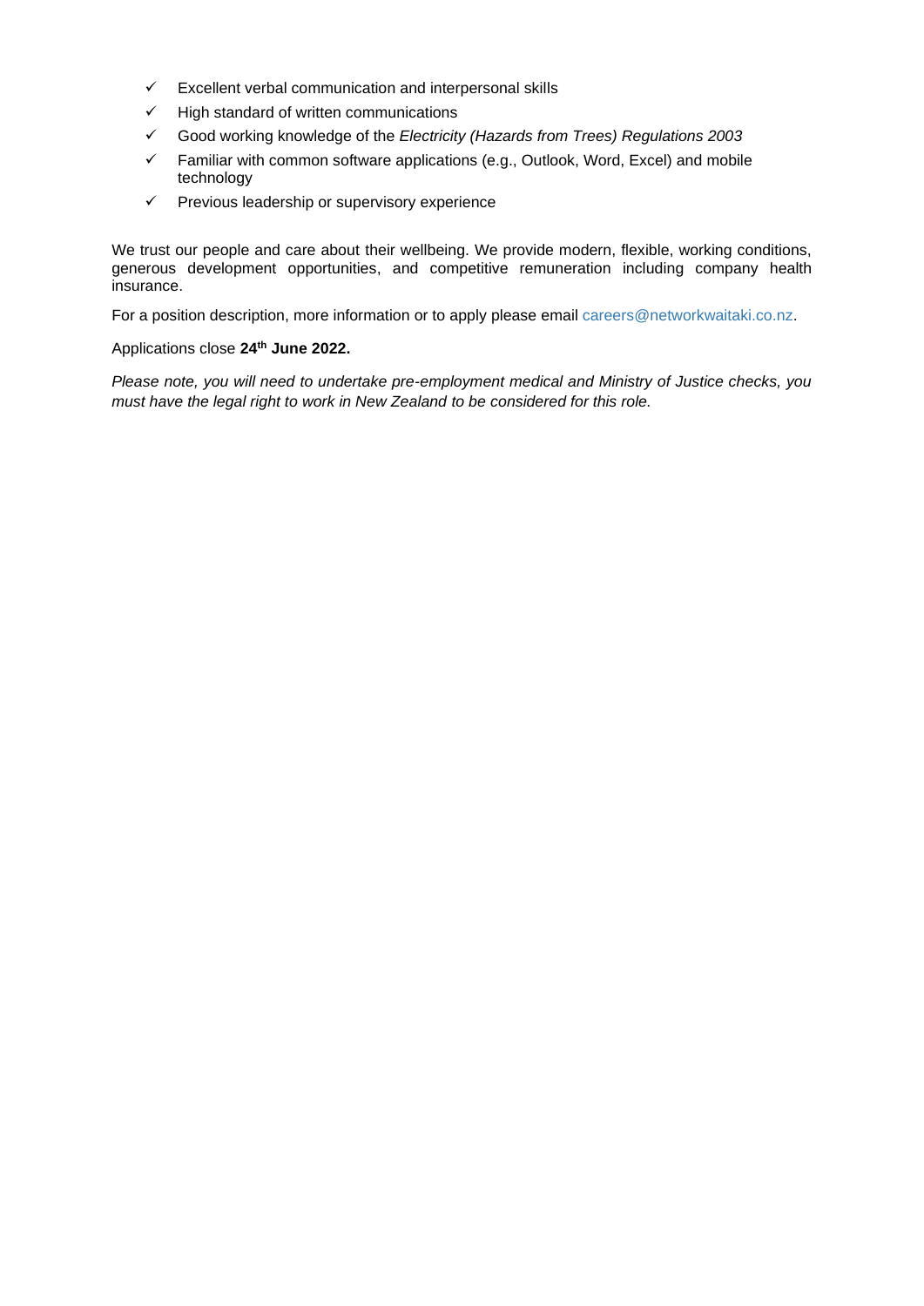- ✓ Excellent verbal communication and interpersonal skills
- ✓ High standard of written communications
- ✓ Good working knowledge of the *Electricity (Hazards from Trees) Regulations 2003*
- ✓ Familiar with common software applications (e.g., Outlook, Word, Excel) and mobile technology
- ✓ Previous leadership or supervisory experience

We trust our people and care about their wellbeing. We provide modern, flexible, working conditions, generous development opportunities, and competitive remuneration including company health insurance.

For a position description, more information or to apply please email careers@networkwaitaki.co.nz.

Applications close **24th June 2022.**

*Please note, you will need to undertake pre-employment medical and Ministry of Justice checks, you must have the legal right to work in New Zealand to be considered for this role.*